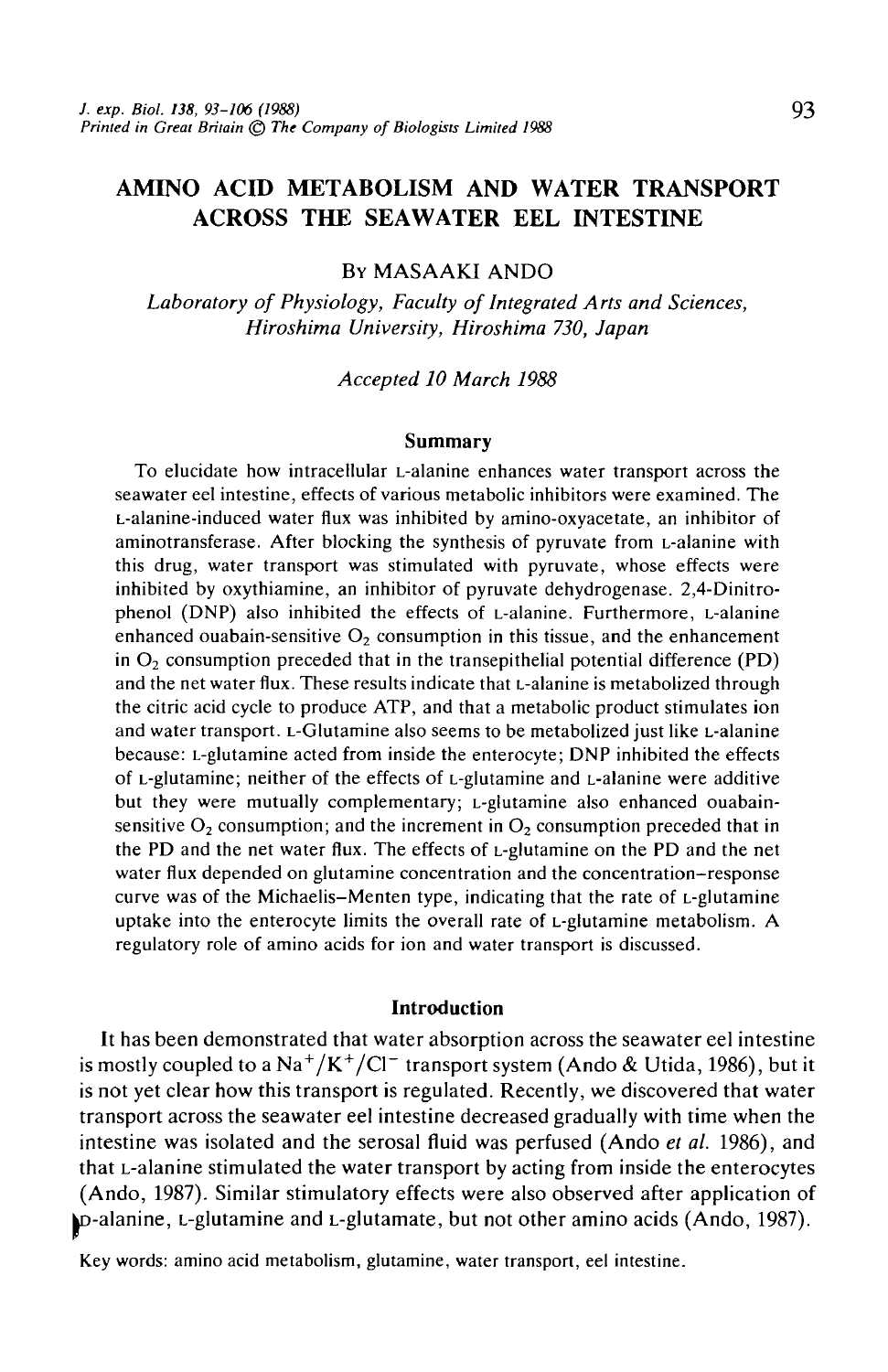# AMINO ACID METABOLISM AND WATER TRANSPORT ACROSS THE SEAWATER EEL INTESTINE

By MASAAKI ANDO

*Laboratory of Physiology, Faculty of Integrated Arts and Sciences, Hiroshima University, Hiroshima 730, Japan*

*Accepted 10 March 1988*

## Summary

To elucidate how intracellular L-alanine enhances water transport across the seawater eel intestine, effects of various metabolic inhibitors were examined. The L-alanine-induced water flux was inhibited by amino-oxyacetate, an inhibitor of aminotransferase. After blocking the synthesis of pyruvate from L-alanine with this drug, water transport was stimulated with pyruvate, whose effects were inhibited by oxythiamine, an inhibitor of pyruvate dehydrogenase. 2,4-Dinitrophenol (DNP) also inhibited the effects of L-alanine. Furthermore, L-alanine enhanced ouabain-sensitive $O_2$ consumption in this tissue, and the enhancement in $O_2$ consumption preceded that in the transepithelial potential difference (PD) and the net water flux. These results indicate that L-alanine is metabolized through the citric acid cycle to produce ATP, and that a metabolic product stimulates ion and water transport. L-Glutamine also seems to be metabolized just like L-alanine because: L-glutamine acted from inside the enterocyte; DNP inhibited the effects of L-glutamine; neither of the effects of L-glutamine and L-alanine were additive but they were mutually complementary; L-glutamine also enhanced ouabain-sensitive $O_2$ consumption; and the increment in $O_2$ consumption preceded that in the PD and the net water flux. The effects of L-glutamine on the PD and the net water flux depended on glutamine concentration and the concentration–response curve was of the Michaelis–Menten type, indicating that the rate of L-glutamine uptake into the enterocyte limits the overall rate of L-glutamine metabolism. A regulatory role of amino acids for ion and water transport is discussed.

## Introduction

It has been demonstrated that water absorption across the seawater eel intestine is mostly coupled to a $Na^+/K^+/Cl^-$ transport system (Ando & Utida, 1986), but it is not yet clear how this transport is regulated. Recently, we discovered that water transport across the seawater eel intestine decreased gradually with time when the intestine was isolated and the serosal fluid was perfused (Ando *et al.* 1986), and that L-alanine stimulated the water transport by acting from inside the enterocytes (Ando, 1987). Similar stimulatory effects were also observed after application of D-alanine, L-glutamine and L-glutamate, but not other amino acids (Ando, 1987).

Key words: amino acid metabolism, glutamine, water transport, eel intestine.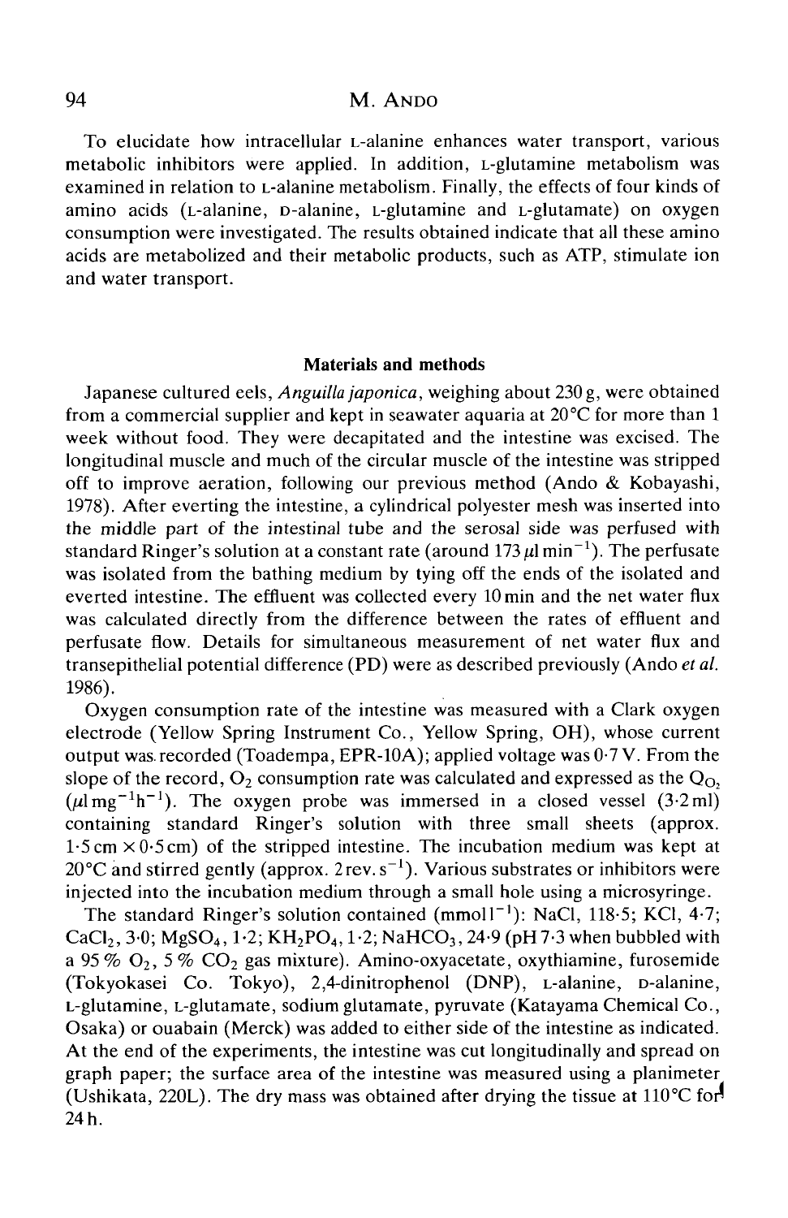To elucidate how intracellular L-alanine enhances water transport, various metabolic inhibitors were applied. In addition, L-glutamine metabolism was examined in relation to L-alanine metabolism. Finally, the effects of four kinds of amino acids (L-alanine, D-alanine, L-glutamine and L-glutamate) on oxygen consumption were investigated. The results obtained indicate that all these amino acids are metabolized and their metabolic products, such as ATP, stimulate ion and water transport.

## Materials and methods

Japanese cultured eels, *Anguilla japonica*, weighing about 230 g, were obtained from a commercial supplier and kept in seawater aquaria at 20 °C for more than 1 week without food. They were decapitated and the intestine was excised. The longitudinal muscle and much of the circular muscle of the intestine was stripped off to improve aeration, following our previous method (Ando & Kobayashi, 1978). After everting the intestine, a cylindrical polyester mesh was inserted into the middle part of the intestinal tube and the serosal side was perfused with standard Ringer's solution at a constant rate (around 173 $\mu$l min$^{-1}$). The perfusate was isolated from the bathing medium by tying off the ends of the isolated and everted intestine. The effluent was collected every 10 min and the net water flux was calculated directly from the difference between the rates of effluent and perfusate flow. Details for simultaneous measurement of net water flux and transepithelial potential difference (PD) were as described previously (Ando *et al.* 1986).

Oxygen consumption rate of the intestine was measured with a Clark oxygen electrode (Yellow Spring Instrument Co., Yellow Spring, OH), whose current output was recorded (Toadempa, EPR-10A); applied voltage was 0·7 V. From the slope of the record, $O_2$ consumption rate was calculated and expressed as the $Q_{O_2}$ ($\mu$l mg$^{-1}$ h$^{-1}$). The oxygen probe was immersed in a closed vessel (3·2 ml) containing standard Ringer's solution with three small sheets (approx. 1·5 cm × 0·5 cm) of the stripped intestine. The incubation medium was kept at 20 °C and stirred gently (approx. 2 rev. s$^{-1}$). Various substrates or inhibitors were injected into the incubation medium through a small hole using a microsyringe.

The standard Ringer's solution contained (mmol l$^{-1}$): NaCl, 118·5; KCl, 4·7; $CaCl_2$, 3·0; $MgSO_4$, 1·2; $KH_2PO_4$, 1·2; $NaHCO_3$, 24·9 (pH 7·3 when bubbled with a 95 % $O_2$, 5 % $CO_2$ gas mixture). Amino-oxyacetate, oxythiamine, furosemide (Tokyokasei Co. Tokyo), 2,4-dinitrophenol (DNP), L-alanine, D-alanine, L-glutamine, L-glutamate, sodium glutamate, pyruvate (Katayama Chemical Co., Osaka) or ouabain (Merck) was added to either side of the intestine as indicated. At the end of the experiments, the intestine was cut longitudinally and spread on graph paper; the surface area of the intestine was measured using a planimeter (Ushikata, 220L). The dry mass was obtained after drying the tissue at 110 °C for 24 h.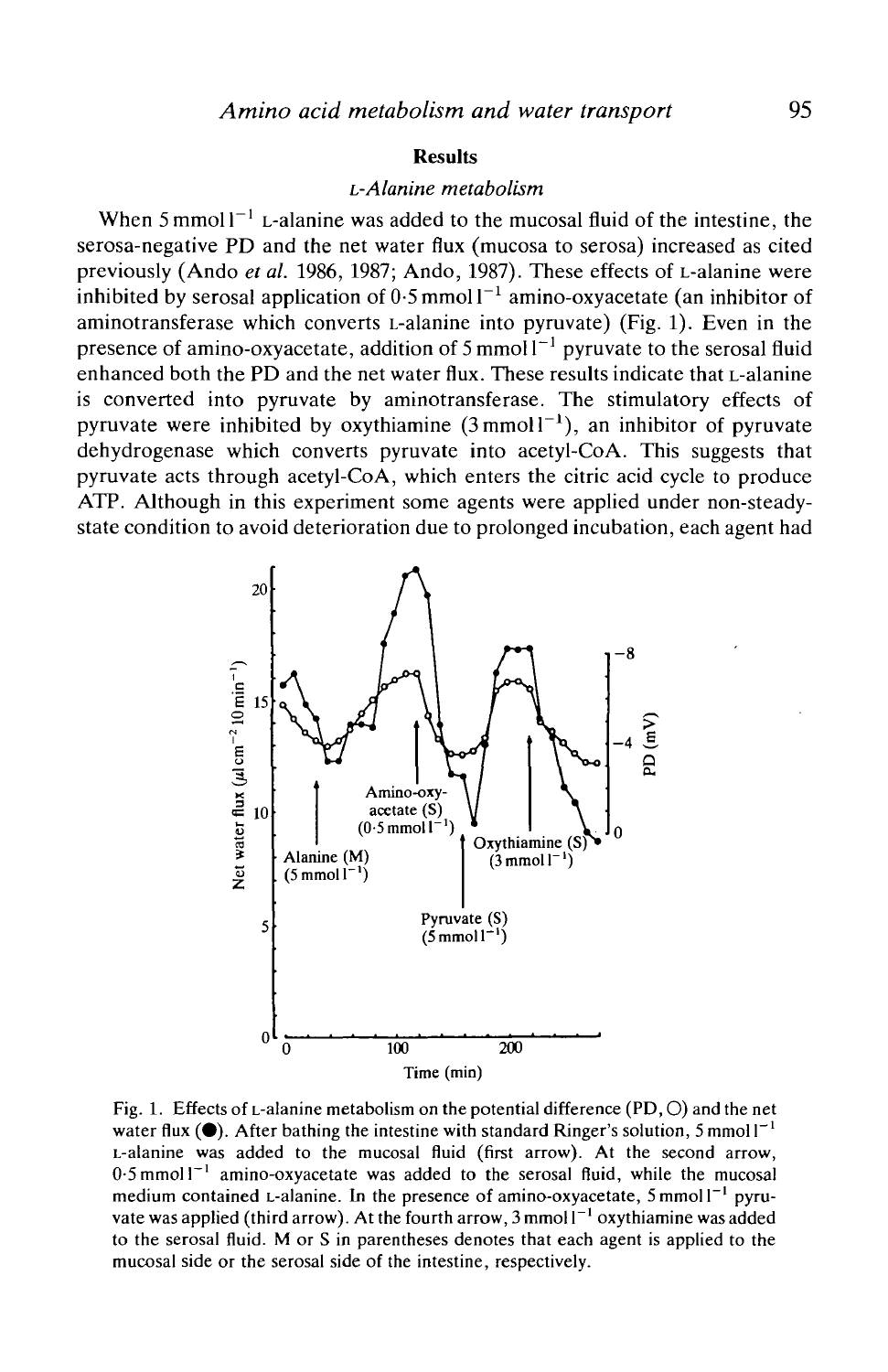## Results

### L-Alanine metabolism

When 5 mmol $l^{-1}$ L-alanine was added to the mucosal fluid of the intestine, the serosa-negative PD and the net water flux (mucosa to serosa) increased as cited previously (Ando *et al.* 1986, 1987; Ando, 1987). These effects of L-alanine were inhibited by serosal application of 0·5 mmol $l^{-1}$ amino-oxyacetate (an inhibitor of aminotransferase which converts L-alanine into pyruvate) (Fig. 1). Even in the presence of amino-oxyacetate, addition of 5 mmol $l^{-1}$ pyruvate to the serosal fluid enhanced both the PD and the net water flux. These results indicate that L-alanine is converted into pyruvate by aminotransferase. The stimulatory effects of pyruvate were inhibited by oxythiamine (3 mmol $l^{-1}$), an inhibitor of pyruvate dehydrogenase which converts pyruvate into acetyl-CoA. This suggests that pyruvate acts through acetyl-CoA, which enters the citric acid cycle to produce ATP. Although in this experiment some agents were applied under non-steady-state condition to avoid deterioration due to prolonged incubation, each agent had

Fig. 1. Effects of L-alanine metabolism on the potential difference (PD, ○) and the net water flux (●). After bathing the intestine with standard Ringer's solution, 5 mmol $l^{-1}$ L-alanine was added to the mucosal fluid (first arrow). At the second arrow, 0·5 mmol $l^{-1}$ amino-oxyacetate was added to the serosal fluid, while the mucosal medium contained L-alanine. In the presence of amino-oxyacetate, 5 mmol $l^{-1}$ pyruvate was applied (third arrow). At the fourth arrow, 3 mmol $l^{-1}$ oxythiamine was added to the serosal fluid. M or S in parentheses denotes that each agent is applied to the mucosal side or the serosal side of the intestine, respectively.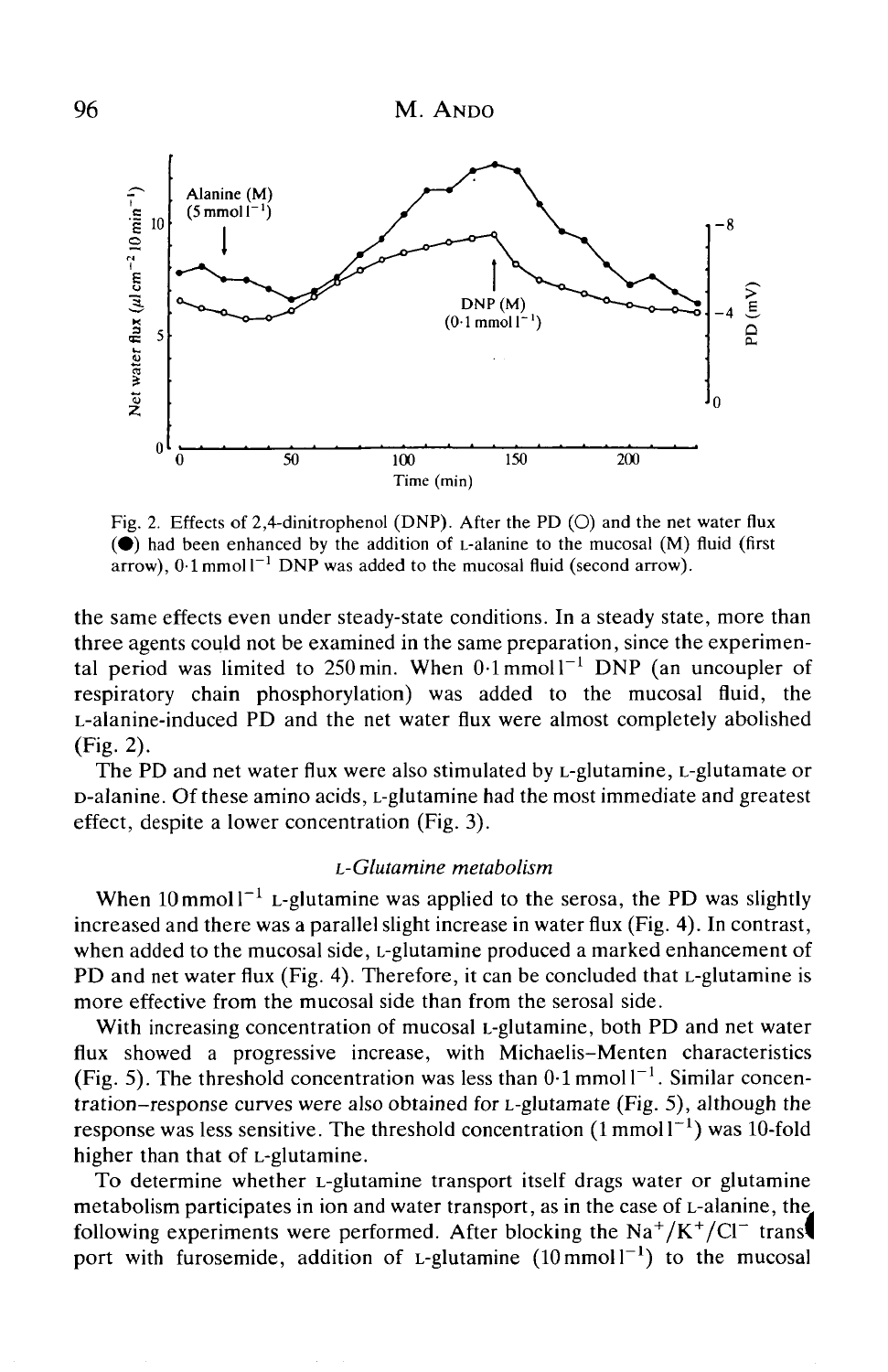Fig. 2. Effects of 2,4-dinitrophenol (DNP). After the PD (○) and the net water flux (●) had been enhanced by the addition of L-alanine to the mucosal (M) fluid (first arrow), 0·1 mmol $l^{-1}$ DNP was added to the mucosal fluid (second arrow).

the same effects even under steady-state conditions. In a steady state, more than three agents could not be examined in the same preparation, since the experimental period was limited to 250 min. When 0·1 mmol $l^{-1}$ DNP (an uncoupler of respiratory chain phosphorylation) was added to the mucosal fluid, the L-alanine-induced PD and the net water flux were almost completely abolished (Fig. 2).

The PD and net water flux were also stimulated by L-glutamine, L-glutamate or D-alanine. Of these amino acids, L-glutamine had the most immediate and greatest effect, despite a lower concentration (Fig. 3).

### *L-Glutamine metabolism*

When 10 mmol $l^{-1}$ L-glutamine was applied to the serosa, the PD was slightly increased and there was a parallel slight increase in water flux (Fig. 4). In contrast, when added to the mucosal side, L-glutamine produced a marked enhancement of PD and net water flux (Fig. 4). Therefore, it can be concluded that L-glutamine is more effective from the mucosal side than from the serosal side.

With increasing concentration of mucosal L-glutamine, both PD and net water flux showed a progressive increase, with Michaelis–Menten characteristics (Fig. 5). The threshold concentration was less than 0·1 mmol $l^{-1}$. Similar concentration–response curves were also obtained for L-glutamate (Fig. 5), although the response was less sensitive. The threshold concentration (1 mmol $l^{-1}$) was 10-fold higher than that of L-glutamine.

To determine whether L-glutamine transport itself drags water or glutamine metabolism participates in ion and water transport, as in the case of L-alanine, the following experiments were performed. After blocking the $Na^+/K^+/Cl^-$ transport with furosemide, addition of L-glutamine (10 mmol $l^{-1}$) to the mucosal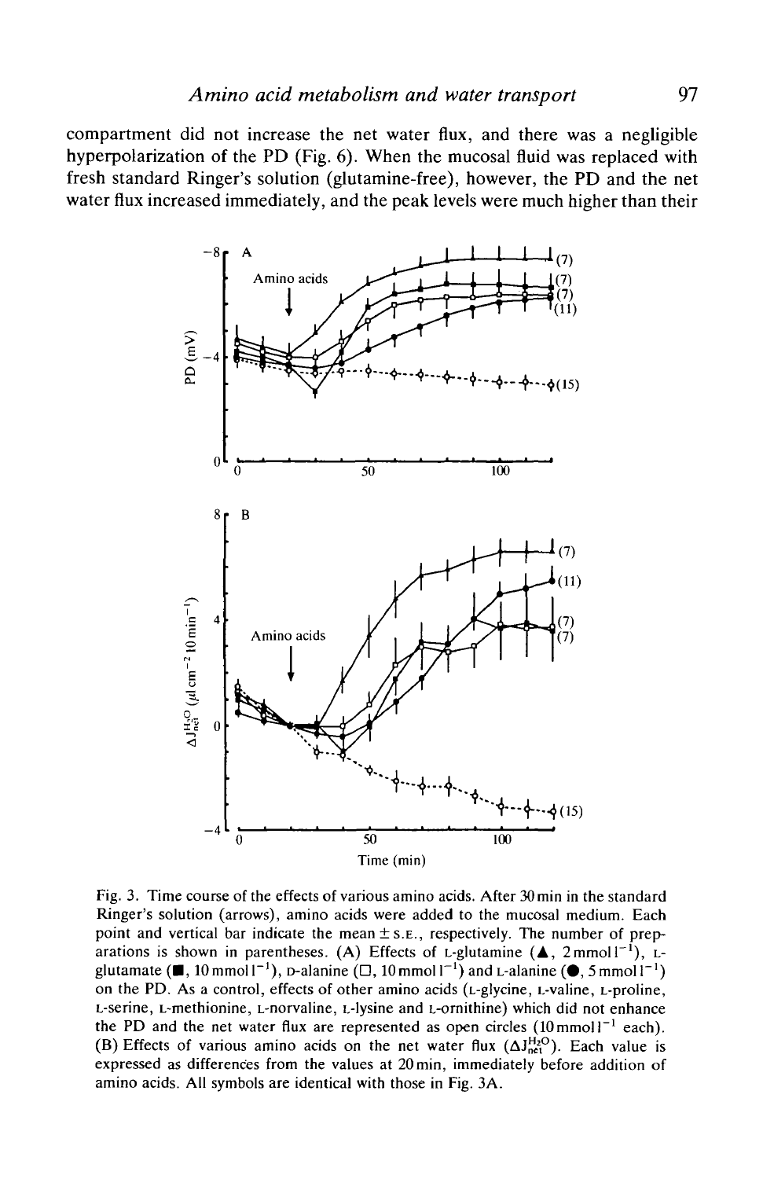compartment did not increase the net water flux, and there was a negligible hyperpolarization of the PD (Fig. 6). When the mucosal fluid was replaced with fresh standard Ringer's solution (glutamine-free), however, the PD and the net water flux increased immediately, and the peak levels were much higher than their

Fig. 3. Time course of the effects of various amino acids. After 30 min in the standard Ringer's solution (arrows), amino acids were added to the mucosal medium. Each point and vertical bar indicate the mean ± S.E., respectively. The number of preparations is shown in parentheses. (A) Effects of L-glutamine (▲, 2 mmol $l^{-1}$), L-glutamate (■, 10 mmol $l^{-1}$), D-alanine (□, 10 mmol $l^{-1}$) and L-alanine (●, 5 mmol $l^{-1}$) on the PD. As a control, effects of other amino acids (L-glycine, L-valine, L-proline, L-serine, L-methionine, L-norvaline, L-lysine and L-ornithine) which did not enhance the PD and the net water flux are represented as open circles (10 mmol $l^{-1}$ each). (B) Effects of various amino acids on the net water flux ($\Delta J_{net}^{H_2O}$). Each value is expressed as differences from the values at 20 min, immediately before addition of amino acids. All symbols are identical with those in Fig. 3A.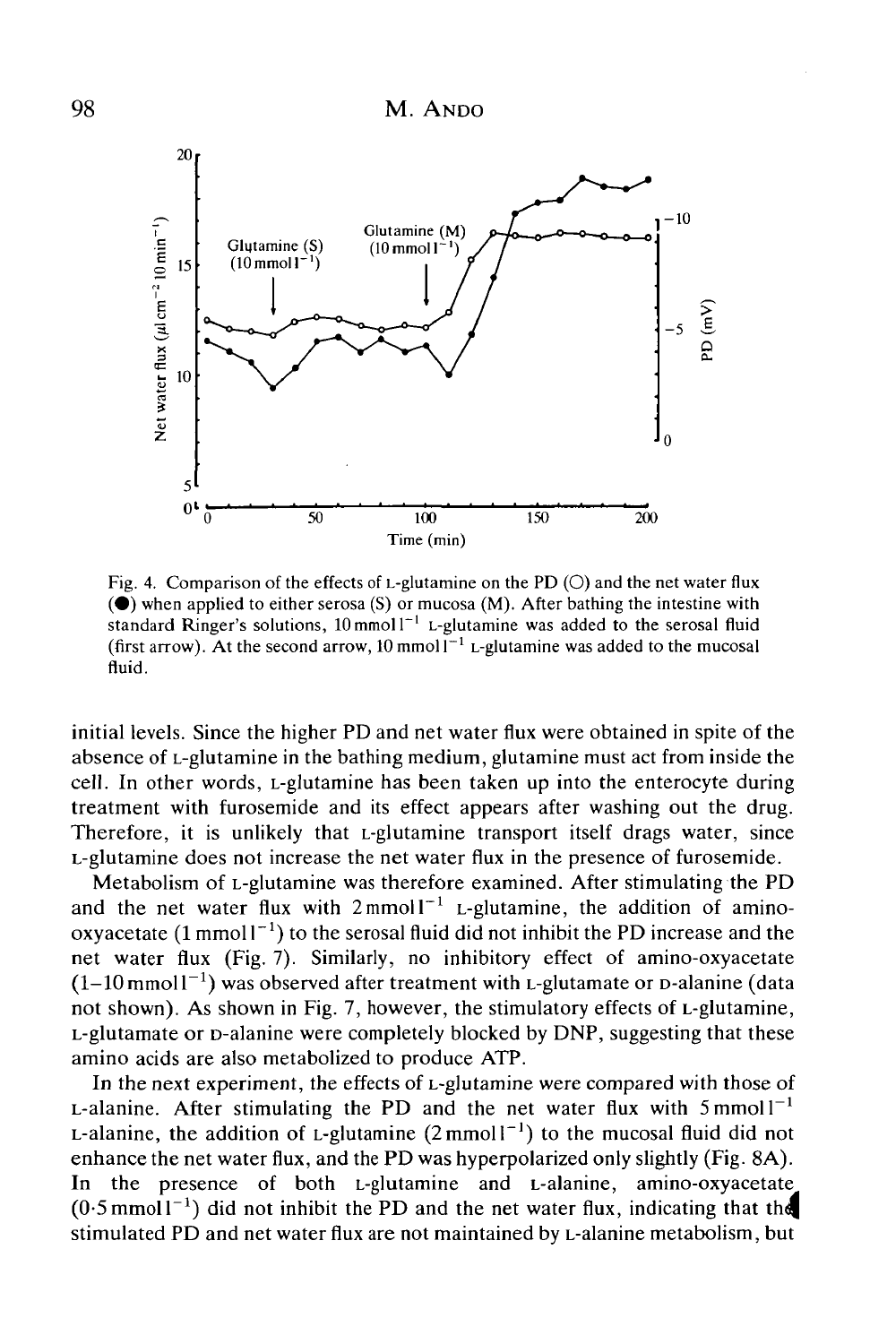Fig. 4. Comparison of the effects of L-glutamine on the PD (○) and the net water flux (●) when applied to either serosa (S) or mucosa (M). After bathing the intestine with standard Ringer's solutions, 10 mmol $l^{-1}$ L-glutamine was added to the serosal fluid (first arrow). At the second arrow, 10 mmol $l^{-1}$ L-glutamine was added to the mucosal fluid.

initial levels. Since the higher PD and net water flux were obtained in spite of the absence of L-glutamine in the bathing medium, glutamine must act from inside the cell. In other words, L-glutamine has been taken up into the enterocyte during treatment with furosemide and its effect appears after washing out the drug. Therefore, it is unlikely that L-glutamine transport itself drags water, since L-glutamine does not increase the net water flux in the presence of furosemide.

Metabolism of L-glutamine was therefore examined. After stimulating the PD and the net water flux with 2 mmol $l^{-1}$ L-glutamine, the addition of amino-oxyacetate (1 mmol $l^{-1}$) to the serosal fluid did not inhibit the PD increase and the net water flux (Fig. 7). Similarly, no inhibitory effect of amino-oxyacetate (1–10 mmol $l^{-1}$) was observed after treatment with L-glutamate or D-alanine (data not shown). As shown in Fig. 7, however, the stimulatory effects of L-glutamine, L-glutamate or D-alanine were completely blocked by DNP, suggesting that these amino acids are also metabolized to produce ATP.

In the next experiment, the effects of L-glutamine were compared with those of L-alanine. After stimulating the PD and the net water flux with 5 mmol $l^{-1}$ L-alanine, the addition of L-glutamine (2 mmol $l^{-1}$) to the mucosal fluid did not enhance the net water flux, and the PD was hyperpolarized only slightly (Fig. 8A). In the presence of both L-glutamine and L-alanine, amino-oxyacetate (0·5 mmol $l^{-1}$) did not inhibit the PD and the net water flux, indicating that the stimulated PD and net water flux are not maintained by L-alanine metabolism, but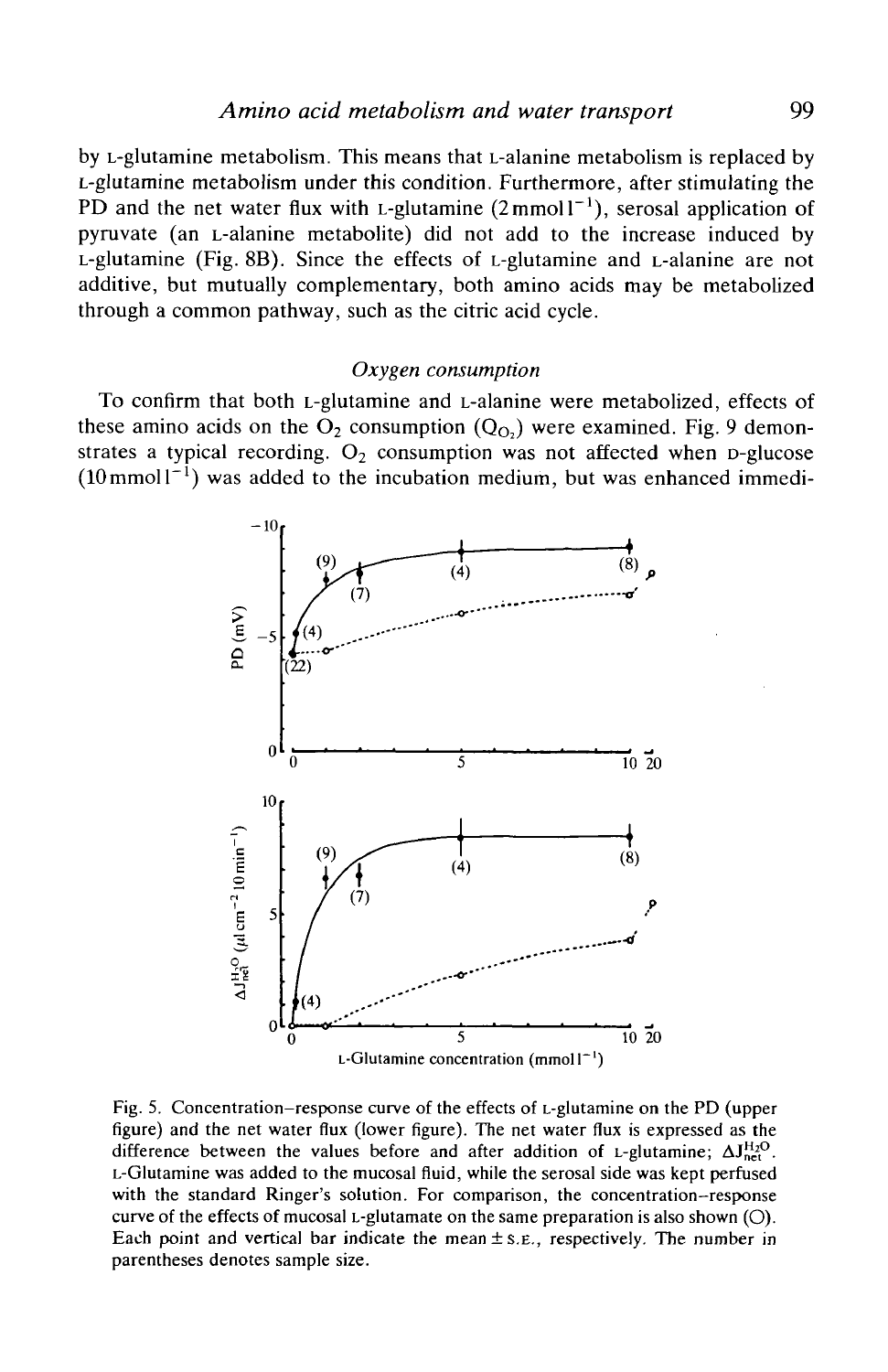by L-glutamine metabolism. This means that L-alanine metabolism is replaced by L-glutamine metabolism under this condition. Furthermore, after stimulating the PD and the net water flux with L-glutamine (2 mmol $l^{-1}$), serosal application of pyruvate (an L-alanine metabolite) did not add to the increase induced by L-glutamine (Fig. 8B). Since the effects of L-glutamine and L-alanine are not additive, but mutually complementary, both amino acids may be metabolized through a common pathway, such as the citric acid cycle.

### *Oxygen consumption*

To confirm that both L-glutamine and L-alanine were metabolized, effects of these amino acids on the $O_2$ consumption ($Q_{O_2}$) were examined. Fig. 9 demonstrates a typical recording. $O_2$ consumption was not affected when D-glucose (10 mmol $l^{-1}$) was added to the incubation medium, but was enhanced immedi-

Fig. 5. Concentration–response curve of the effects of L-glutamine on the PD (upper figure) and the net water flux (lower figure). The net water flux is expressed as the difference between the values before and after addition of L-glutamine; $\Delta J_{net}^{H_2O}$. L-Glutamine was added to the mucosal fluid, while the serosal side was kept perfused with the standard Ringer's solution. For comparison, the concentration–response curve of the effects of mucosal L-glutamate on the same preparation is also shown (○). Each point and vertical bar indicate the mean ± S.E., respectively. The number in parentheses denotes sample size.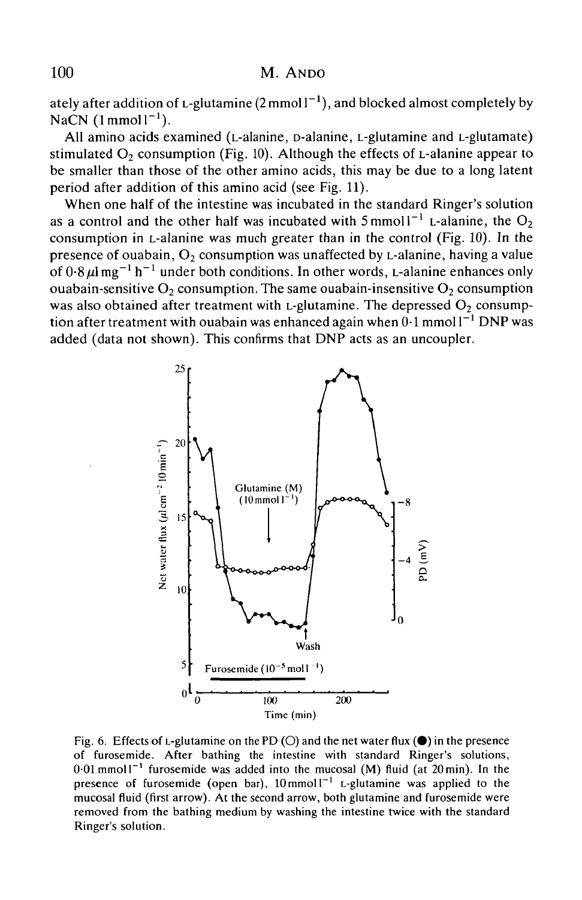ately after addition of L-glutamine ($2\,mmol\,l^{-1}$), and blocked almost completely by NaCN ($1\,mmol\,l^{-1}$).

All amino acids examined (L-alanine, D-alanine, L-glutamine and L-glutamate) stimulated $O_2$ consumption (Fig. 10). Although the effects of L-alanine appear to be smaller than those of the other amino acids, this may be due to a long latent period after addition of this amino acid (see Fig. 11).

When one half of the intestine was incubated in the standard Ringer's solution as a control and the other half was incubated with $5\,mmol\,l^{-1}$ L-alanine, the $O_2$ consumption in L-alanine was much greater than in the control (Fig. 10). In the presence of ouabain, $O_2$ consumption was unaffected by L-alanine, having a value of $0.8\,\mu l\,mg^{-1}\,h^{-1}$ under both conditions. In other words, L-alanine enhances only ouabain-sensitive $O_2$ consumption. The same ouabain-insensitive $O_2$ consumption was also obtained after treatment with L-glutamine. The depressed $O_2$ consumption after treatment with ouabain was enhanced again when $0.1\,mmol\,l^{-1}$ DNP was added (data not shown). This confirms that DNP acts as an uncoupler.

Fig. 6. Effects of L-glutamine on the PD (○) and the net water flux (●) in the presence of furosemide. After bathing the intestine with standard Ringer's solutions, $0.01\,mmol\,l^{-1}$ furosemide was added into the mucosal (M) fluid (at 20 min). In the presence of furosemide (open bar), $10\,mmol\,l^{-1}$ L-glutamine was applied to the mucosal fluid (first arrow). At the second arrow, both glutamine and furosemide were removed from the bathing medium by washing the intestine twice with the standard Ringer's solution.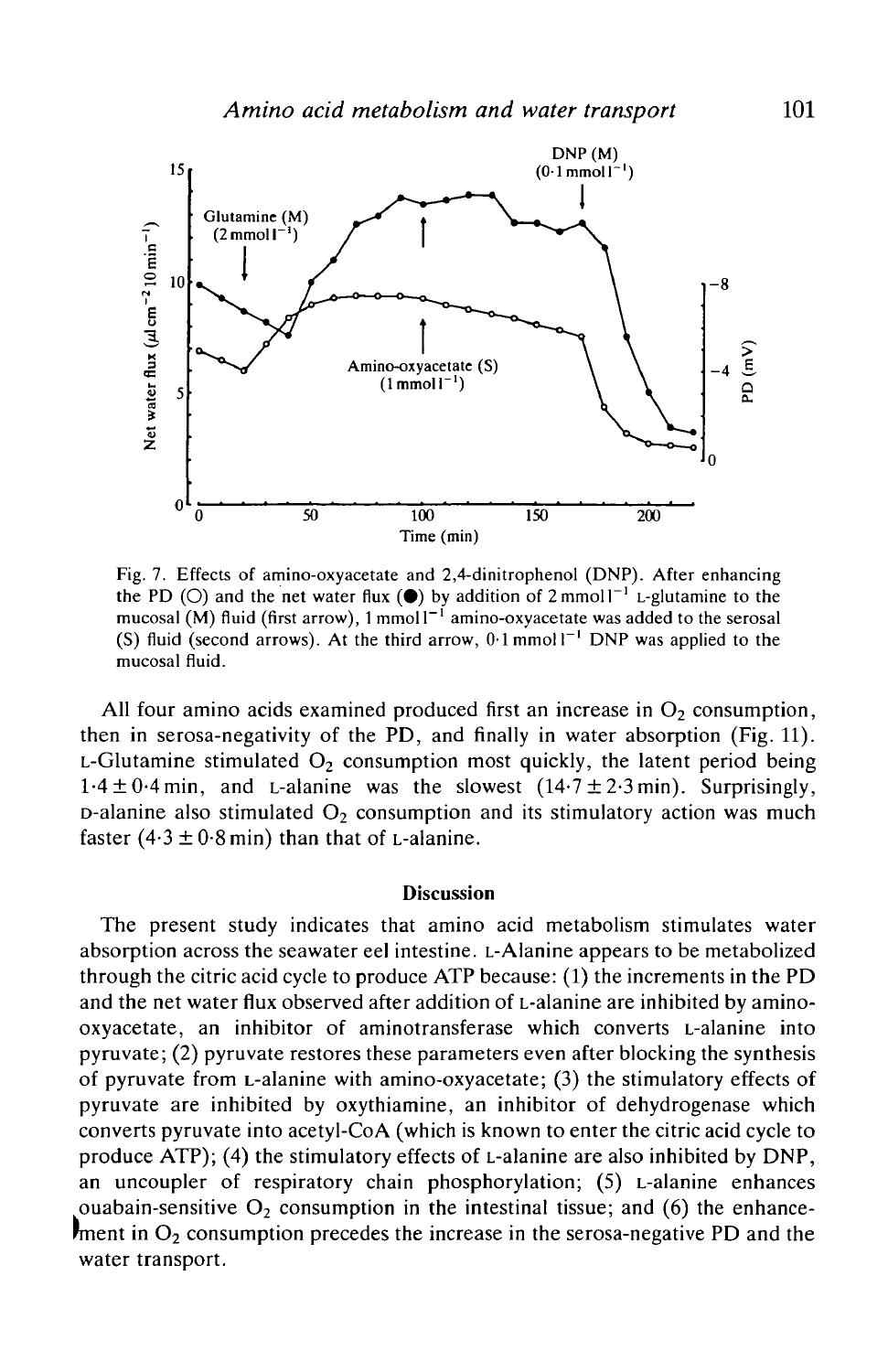Fig. 7. Effects of amino-oxyacetate and 2,4-dinitrophenol (DNP). After enhancing the PD (○) and the net water flux (●) by addition of $2\,\text{mmol}\,l^{-1}$ L-glutamine to the mucosal (M) fluid (first arrow), $1\,\text{mmol}\,l^{-1}$ amino-oxyacetate was added to the serosal (S) fluid (second arrows). At the third arrow, $0{\cdot}1\,\text{mmol}\,l^{-1}$ DNP was applied to the mucosal fluid.

All four amino acids examined produced first an increase in $O_2$ consumption, then in serosa-negativity of the PD, and finally in water absorption (Fig. 11). L-Glutamine stimulated $O_2$ consumption most quickly, the latent period being $1{\cdot}4 \pm 0{\cdot}4$ min, and L-alanine was the slowest ($14{\cdot}7 \pm 2{\cdot}3$ min). Surprisingly, D-alanine also stimulated $O_2$ consumption and its stimulatory action was much faster ($4{\cdot}3 \pm 0{\cdot}8$ min) than that of L-alanine.

## Discussion

The present study indicates that amino acid metabolism stimulates water absorption across the seawater eel intestine. L-Alanine appears to be metabolized through the citric acid cycle to produce ATP because: (1) the increments in the PD and the net water flux observed after addition of L-alanine are inhibited by amino-oxyacetate, an inhibitor of aminotransferase which converts L-alanine into pyruvate; (2) pyruvate restores these parameters even after blocking the synthesis of pyruvate from L-alanine with amino-oxyacetate; (3) the stimulatory effects of pyruvate are inhibited by oxythiamine, an inhibitor of dehydrogenase which converts pyruvate into acetyl-CoA (which is known to enter the citric acid cycle to produce ATP); (4) the stimulatory effects of L-alanine are also inhibited by DNP, an uncoupler of respiratory chain phosphorylation; (5) L-alanine enhances ouabain-sensitive $O_2$ consumption in the intestinal tissue; and (6) the enhancement in $O_2$ consumption precedes the increase in the serosa-negative PD and the water transport.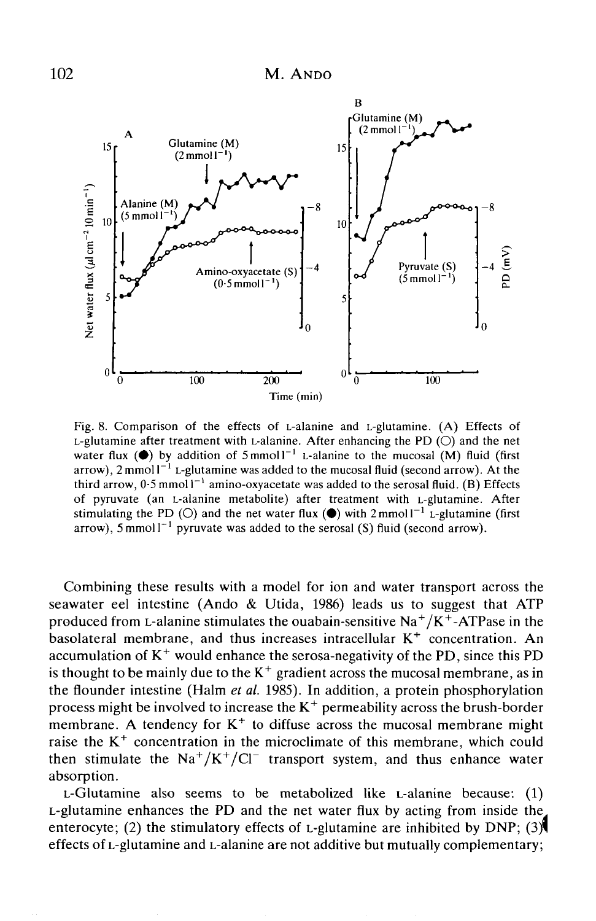Fig. 8. Comparison of the effects of L-alanine and L-glutamine. (A) Effects of L-glutamine after treatment with L-alanine. After enhancing the PD (○) and the net water flux (●) by addition of $5\,\text{mmol}\,l^{-1}$ L-alanine to the mucosal (M) fluid (first arrow), $2\,\text{mmol}\,l^{-1}$ L-glutamine was added to the mucosal fluid (second arrow). At the third arrow, $0{\cdot}5\,\text{mmol}\,l^{-1}$ amino-oxyacetate was added to the serosal fluid. (B) Effects of pyruvate (an L-alanine metabolite) after treatment with L-glutamine. After stimulating the PD (○) and the net water flux (●) with $2\,\text{mmol}\,l^{-1}$ L-glutamine (first arrow), $5\,\text{mmol}\,l^{-1}$ pyruvate was added to the serosal (S) fluid (second arrow).

Combining these results with a model for ion and water transport across the seawater eel intestine (Ando & Utida, 1986) leads us to suggest that ATP produced from L-alanine stimulates the ouabain-sensitive $Na^+/K^+$-ATPase in the basolateral membrane, and thus increases intracellular $K^+$ concentration. An accumulation of $K^+$ would enhance the serosa-negativity of the PD, since this PD is thought to be mainly due to the $K^+$ gradient across the mucosal membrane, as in the flounder intestine (Halm *et al.* 1985). In addition, a protein phosphorylation process might be involved to increase the $K^+$ permeability across the brush-border membrane. A tendency for $K^+$ to diffuse across the mucosal membrane might raise the $K^+$ concentration in the microclimate of this membrane, which could then stimulate the $Na^+/K^+/Cl^-$ transport system, and thus enhance water absorption.

L-Glutamine also seems to be metabolized like L-alanine because: (1) L-glutamine enhances the PD and the net water flux by acting from inside the enterocyte; (2) the stimulatory effects of L-glutamine are inhibited by DNP; (3) effects of L-glutamine and L-alanine are not additive but mutually complementary;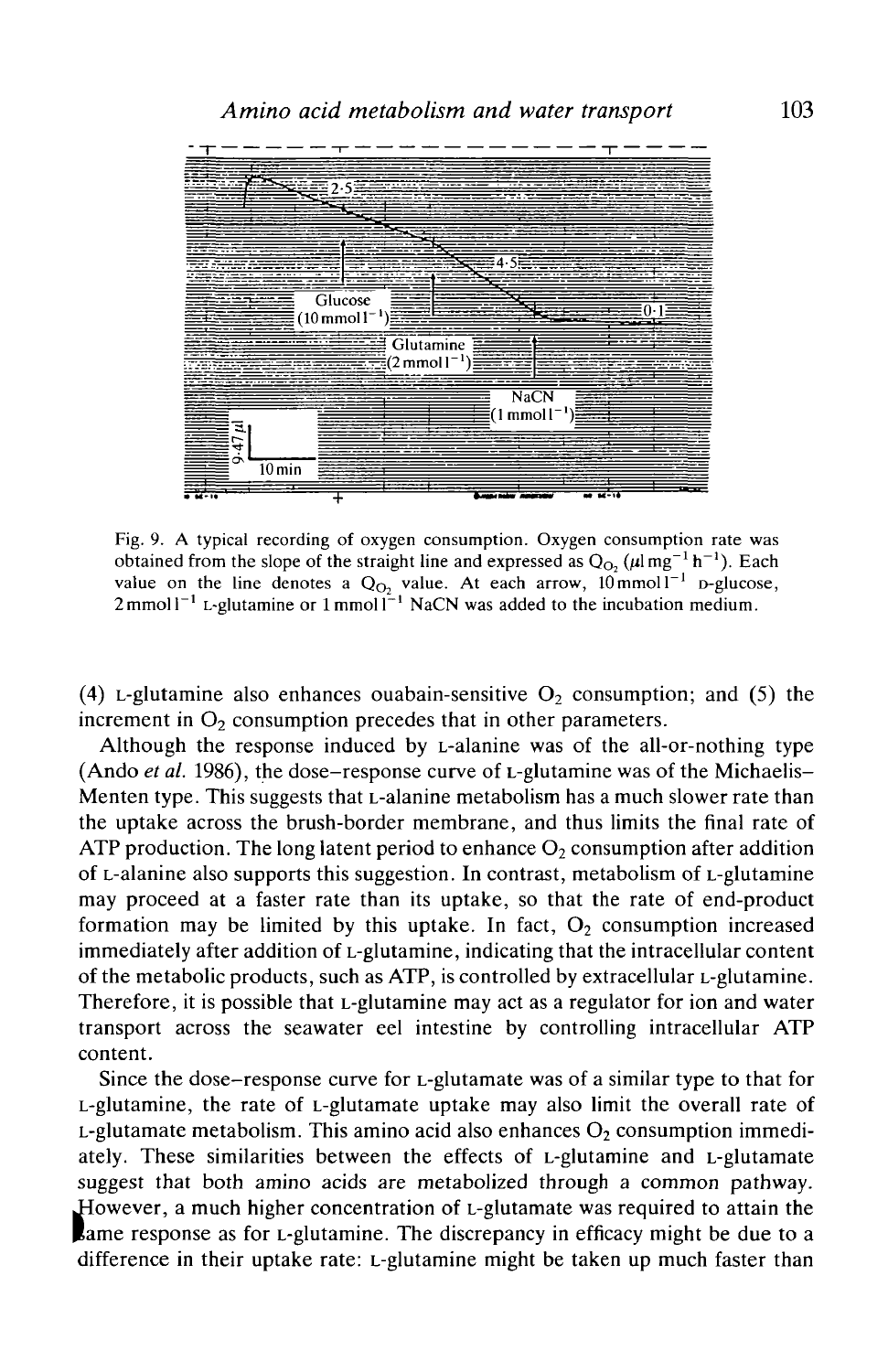Fig. 9. A typical recording of oxygen consumption. Oxygen consumption rate was obtained from the slope of the straight line and expressed as $Q_{O_2}$ ($\mu l\,mg^{-1}\,h^{-1}$). Each value on the line denotes a $Q_{O_2}$ value. At each arrow, $10\,mmol\,l^{-1}$ D-glucose, $2\,mmol\,l^{-1}$ L-glutamine or $1\,mmol\,l^{-1}$ NaCN was added to the incubation medium.

(4) L-glutamine also enhances ouabain-sensitive $O_2$ consumption; and (5) the increment in $O_2$ consumption precedes that in other parameters.

Although the response induced by L-alanine was of the all-or-nothing type (Ando *et al.* 1986), the dose–response curve of L-glutamine was of the Michaelis–Menten type. This suggests that L-alanine metabolism has a much slower rate than the uptake across the brush-border membrane, and thus limits the final rate of ATP production. The long latent period to enhance $O_2$ consumption after addition of L-alanine also supports this suggestion. In contrast, metabolism of L-glutamine may proceed at a faster rate than its uptake, so that the rate of end-product formation may be limited by this uptake. In fact, $O_2$ consumption increased immediately after addition of L-glutamine, indicating that the intracellular content of the metabolic products, such as ATP, is controlled by extracellular L-glutamine. Therefore, it is possible that L-glutamine may act as a regulator for ion and water transport across the seawater eel intestine by controlling intracellular ATP content.

Since the dose–response curve for L-glutamate was of a similar type to that for L-glutamine, the rate of L-glutamate uptake may also limit the overall rate of L-glutamate metabolism. This amino acid also enhances $O_2$ consumption immediately. These similarities between the effects of L-glutamine and L-glutamate suggest that both amino acids are metabolized through a common pathway. However, a much higher concentration of L-glutamate was required to attain the same response as for L-glutamine. The discrepancy in efficacy might be due to a difference in their uptake rate: L-glutamine might be taken up much faster than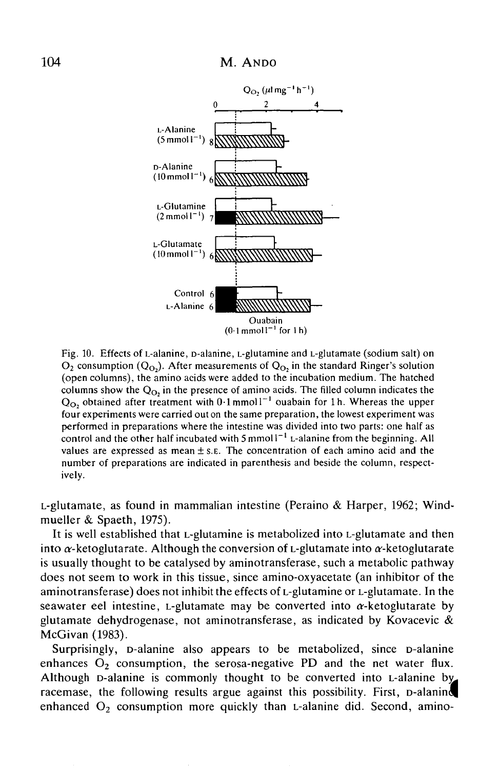Fig. 10. Effects of L-alanine, D-alanine, L-glutamine and L-glutamate (sodium salt) on $O_2$ consumption ($Q_{O_2}$). After measurements of $Q_{O_2}$ in the standard Ringer's solution (open columns), the amino acids were added to the incubation medium. The hatched columns show the $Q_{O_2}$ in the presence of amino acids. The filled column indicates the $Q_{O_2}$ obtained after treatment with $0 \cdot 1\,mmol\,l^{-1}$ ouabain for 1 h. Whereas the upper four experiments were carried out on the same preparation, the lowest experiment was performed in preparations where the intestine was divided into two parts: one half as control and the other half incubated with $5\,mmol\,l^{-1}$ L-alanine from the beginning. All values are expressed as mean ± S.E. The concentration of each amino acid and the number of preparations are indicated in parenthesis and beside the column, respectively.

L-glutamate, as found in mammalian intestine (Peraino & Harper, 1962; Windmueller & Spaeth, 1975).

It is well established that L-glutamine is metabolized into L-glutamate and then into $\alpha$-ketoglutarate. Although the conversion of L-glutamate into $\alpha$-ketoglutarate is usually thought to be catalysed by aminotransferase, such a metabolic pathway does not seem to work in this tissue, since amino-oxyacetate (an inhibitor of the aminotransferase) does not inhibit the effects of L-glutamine or L-glutamate. In the seawater eel intestine, L-glutamate may be converted into $\alpha$-ketoglutarate by glutamate dehydrogenase, not aminotransferase, as indicated by Kovacevic & McGivan (1983).

Surprisingly, D-alanine also appears to be metabolized, since D-alanine enhances $O_2$ consumption, the serosa-negative PD and the net water flux. Although D-alanine is commonly thought to be converted into L-alanine by racemase, the following results argue against this possibility. First, D-alanine enhanced $O_2$ consumption more quickly than L-alanine did. Second, amino-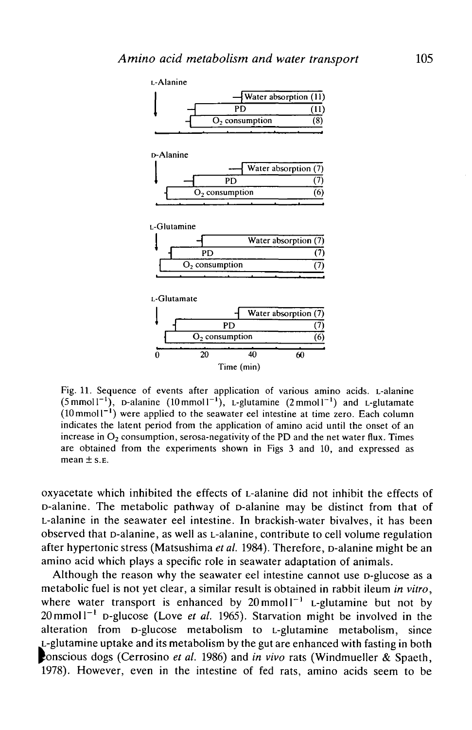L-Alanine

Water absorption (11)
PD (11)
$O_2$ consumption (8)

D-Alanine

Water absorption (7)
PD (7)
$O_2$ consumption (6)

L-Glutamine

Water absorption (7)
PD (7)
$O_2$ consumption (7)

L-Glutamate

Water absorption (7)
PD (7)
$O_2$ consumption (6)

0 20 40 60
Time (min)

Fig. 11. Sequence of events after application of various amino acids. L-alanine ($5\,mmol\,l^{-1}$), D-alanine ($10\,mmol\,l^{-1}$), L-glutamine ($2\,mmol\,l^{-1}$) and L-glutamate ($10\,mmol\,l^{-1}$) were applied to the seawater eel intestine at time zero. Each column indicates the latent period from the application of amino acid until the onset of an increase in $O_2$ consumption, serosa-negativity of the PD and the net water flux. Times are obtained from the experiments shown in Figs 3 and 10, and expressed as mean ± S.E.

oxyacetate which inhibited the effects of L-alanine did not inhibit the effects of D-alanine. The metabolic pathway of D-alanine may be distinct from that of L-alanine in the seawater eel intestine. In brackish-water bivalves, it has been observed that D-alanine, as well as L-alanine, contribute to cell volume regulation after hypertonic stress (Matsushima *et al.* 1984). Therefore, D-alanine might be an amino acid which plays a specific role in seawater adaptation of animals.

Although the reason why the seawater eel intestine cannot use D-glucose as a metabolic fuel is not yet clear, a similar result is obtained in rabbit ileum *in vitro*, where water transport is enhanced by $20\,mmol\,l^{-1}$ L-glutamine but not by $20\,mmol\,l^{-1}$ D-glucose (Love *et al.* 1965). Starvation might be involved in the alteration from D-glucose metabolism to L-glutamine metabolism, since L-glutamine uptake and its metabolism by the gut are enhanced with fasting in both conscious dogs (Cerrosino *et al.* 1986) and *in vivo* rats (Windmueller & Spaeth, 1978). However, even in the intestine of fed rats, amino acids seem to be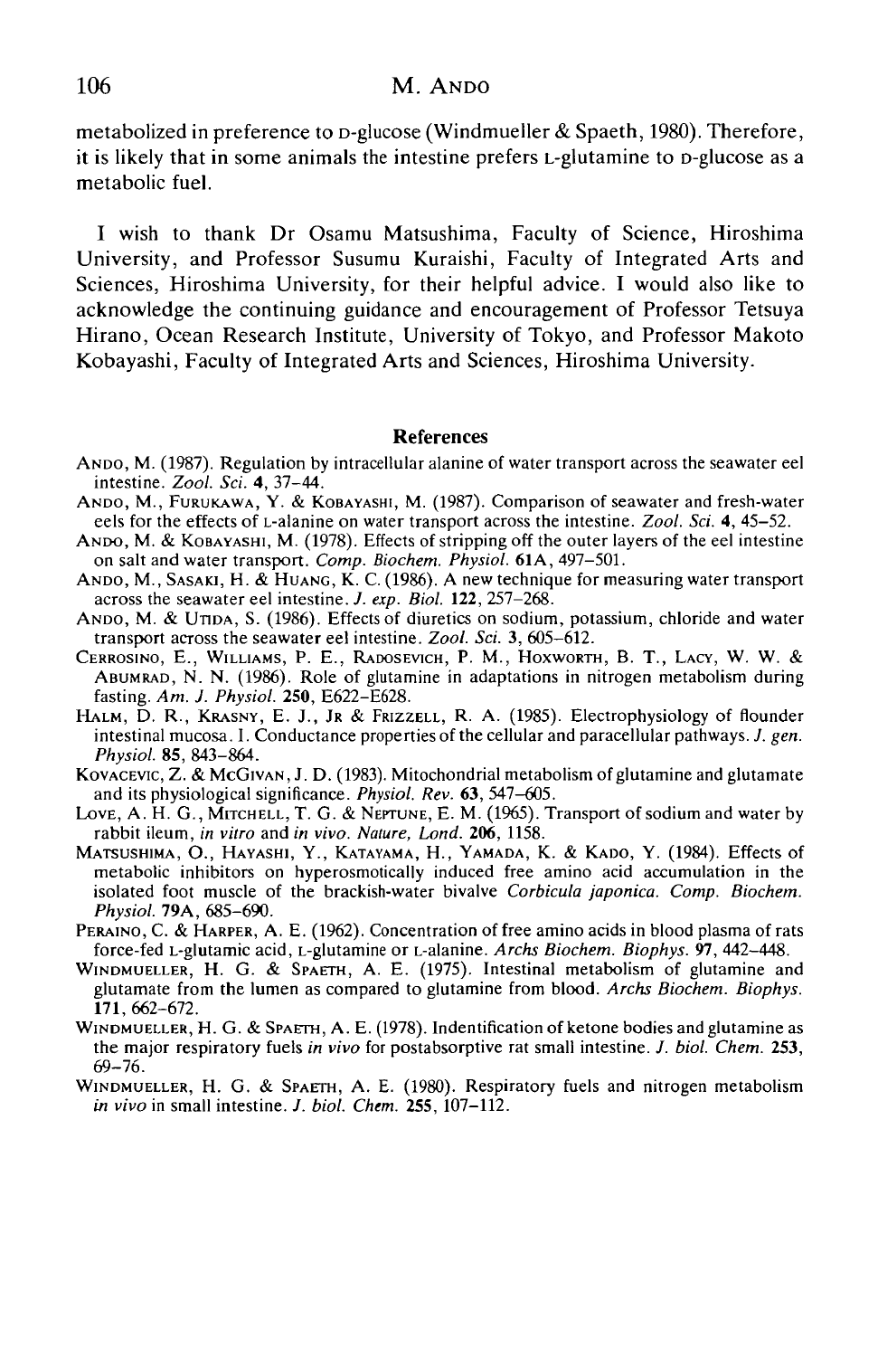metabolized in preference to D-glucose (Windmueller & Spaeth, 1980). Therefore, it is likely that in some animals the intestine prefers L-glutamine to D-glucose as a metabolic fuel.

I wish to thank Dr Osamu Matsushima, Faculty of Science, Hiroshima University, and Professor Susumu Kuraishi, Faculty of Integrated Arts and Sciences, Hiroshima University, for their helpful advice. I would also like to acknowledge the continuing guidance and encouragement of Professor Tetsuya Hirano, Ocean Research Institute, University of Tokyo, and Professor Makoto Kobayashi, Faculty of Integrated Arts and Sciences, Hiroshima University.

## References

Ando, M. (1987). Regulation by intracellular alanine of water transport across the seawater eel intestine. *Zool. Sci.* **4**, 37–44.

Ando, M., Furukawa, Y. & Kobayashi, M. (1987). Comparison of seawater and fresh-water eels for the effects of L-alanine on water transport across the intestine. *Zool. Sci.* **4**, 45–52.

Ando, M. & Kobayashi, M. (1978). Effects of stripping off the outer layers of the eel intestine on salt and water transport. *Comp. Biochem. Physiol.* **61A**, 497–501.

Ando, M., Sasaki, H. & Huang, K. C. (1986). A new technique for measuring water transport across the seawater eel intestine. *J. exp. Biol.* **122**, 257–268.

Ando, M. & Utida, S. (1986). Effects of diuretics on sodium, potassium, chloride and water transport across the seawater eel intestine. *Zool. Sci.* **3**, 605–612.

Cerrosino, E., Williams, P. E., Radosevich, P. M., Hoxworth, B. T., Lacy, W. W. & Abumrad, N. N. (1986). Role of glutamine in adaptations in nitrogen metabolism during fasting. *Am. J. Physiol.* **250**, E622–E628.

Halm, D. R., Krasny, E. J., Jr & Frizzell, R. A. (1985). Electrophysiology of flounder intestinal mucosa. I. Conductance properties of the cellular and paracellular pathways. *J. gen. Physiol.* **85**, 843–864.

Kovacevic, Z. & McGivan, J. D. (1983). Mitochondrial metabolism of glutamine and glutamate and its physiological significance. *Physiol. Rev.* **63**, 547–605.

Love, A. H. G., Mitchell, T. G. & Neptune, E. M. (1965). Transport of sodium and water by rabbit ileum, *in vitro* and *in vivo*. *Nature, Lond.* **206**, 1158.

Matsushima, O., Hayashi, Y., Katayama, H., Yamada, K. & Kado, Y. (1984). Effects of metabolic inhibitors on hyperosmotically induced free amino acid accumulation in the isolated foot muscle of the brackish-water bivalve *Corbicula japonica*. *Comp. Biochem. Physiol.* **79A**, 685–690.

Peraino, C. & Harper, A. E. (1962). Concentration of free amino acids in blood plasma of rats force-fed L-glutamic acid, L-glutamine or L-alanine. *Archs Biochem. Biophys.* **97**, 442–448.

Windmueller, H. G. & Spaeth, A. E. (1975). Intestinal metabolism of glutamine and glutamate from the lumen as compared to glutamine from blood. *Archs Biochem. Biophys.* **171**, 662–672.

Windmueller, H. G. & Spaeth, A. E. (1978). Indentification of ketone bodies and glutamine as the major respiratory fuels *in vivo* for postabsorptive rat small intestine. *J. biol. Chem.* **253**, 69–76.

Windmueller, H. G. & Spaeth, A. E. (1980). Respiratory fuels and nitrogen metabolism *in vivo* in small intestine. *J. biol. Chem.* **255**, 107–112.